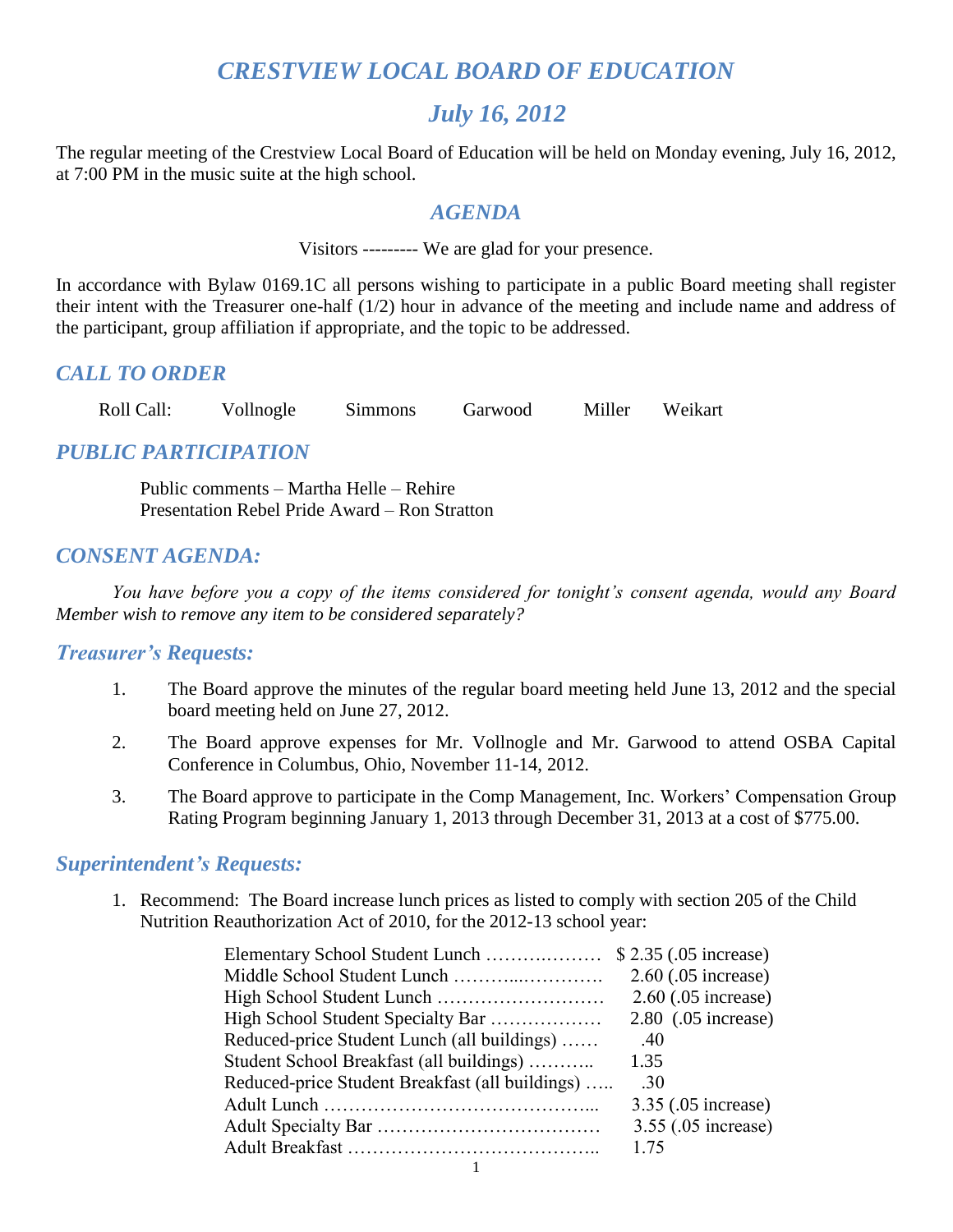# *CRESTVIEW LOCAL BOARD OF EDUCATION*

## *July 16, 2012*

The regular meeting of the Crestview Local Board of Education will be held on Monday evening, July 16, 2012, at 7:00 PM in the music suite at the high school.

## *AGENDA*

Visitors --------- We are glad for your presence.

In accordance with Bylaw 0169.1C all persons wishing to participate in a public Board meeting shall register their intent with the Treasurer one-half (1/2) hour in advance of the meeting and include name and address of the participant, group affiliation if appropriate, and the topic to be addressed.

### *CALL TO ORDER*

Roll Call: Vollnogle Simmons Garwood Miller Weikart

### *PUBLIC PARTICIPATION*

Public comments – Martha Helle – Rehire
Presentation Rebel Pride Award – Ron Stratton

### *CONSENT AGENDA:*

*You have before you a copy of the items considered for tonight's consent agenda, would any Board Member wish to remove any item to be considered separately?*

### *Treasurer's Requests:*

1. The Board approve the minutes of the regular board meeting held June 13, 2012 and the special board meeting held on June 27, 2012.

2. The Board approve expenses for Mr. Vollnogle and Mr. Garwood to attend OSBA Capital Conference in Columbus, Ohio, November 11-14, 2012.

3. The Board approve to participate in the Comp Management, Inc. Workers' Compensation Group Rating Program beginning January 1, 2013 through December 31, 2013 at a cost of $775.00.

### *Superintendent's Requests:*

1. Recommend: The Board increase lunch prices as listed to comply with section 205 of the Child Nutrition Reauthorization Act of 2010, for the 2012-13 school year:

| Item | Price |
|---|---|
| Elementary School Student Lunch ………….……… | $ 2.35 (.05 increase) |
| Middle School Student Lunch ………...…………. | 2.60 (.05 increase) |
| High School Student Lunch ……………………… | 2.60 (.05 increase) |
| High School Student Specialty Bar ……………… | 2.80 (.05 increase) |
| Reduced-price Student Lunch (all buildings) …… | .40 |
| Student School Breakfast (all buildings) ……….. | 1.35 |
| Reduced-price Student Breakfast (all buildings) ….. | .30 |
| Adult Lunch ……………………………………... | 3.35 (.05 increase) |
| Adult Specialty Bar ……………………………… | 3.55 (.05 increase) |
| Adult Breakfast ………………………………….. | 1.75 |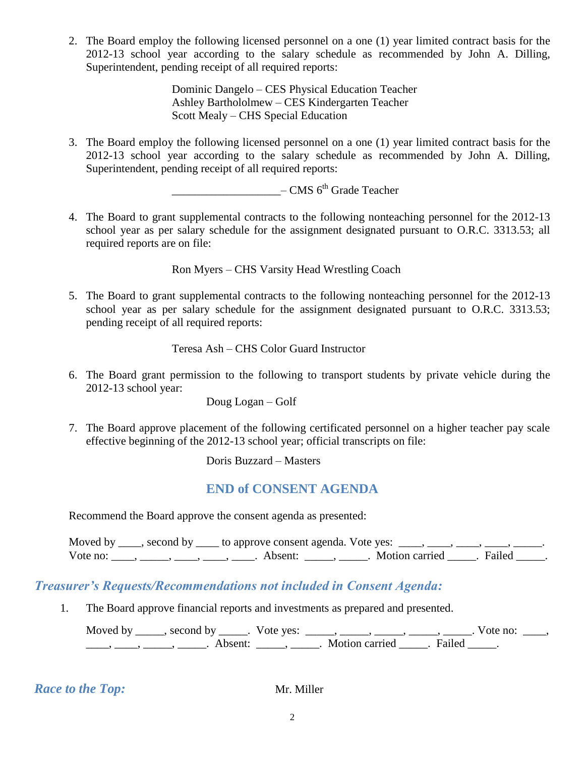2. The Board employ the following licensed personnel on a one (1) year limited contract basis for the 2012-13 school year according to the salary schedule as recommended by John A. Dilling, Superintendent, pending receipt of all required reports:

   Dominic Dangelo – CES Physical Education Teacher
   Ashley Barthololmew – CES Kindergarten Teacher
   Scott Mealy – CHS Special Education

3. The Board employ the following licensed personnel on a one (1) year limited contract basis for the 2012-13 school year according to the salary schedule as recommended by John A. Dilling, Superintendent, pending receipt of all required reports:

   ___________________– CMS 6th Grade Teacher

4. The Board to grant supplemental contracts to the following nonteaching personnel for the 2012-13 school year as per salary schedule for the assignment designated pursuant to O.R.C. 3313.53; all required reports are on file:

   Ron Myers – CHS Varsity Head Wrestling Coach

5. The Board to grant supplemental contracts to the following nonteaching personnel for the 2012-13 school year as per salary schedule for the assignment designated pursuant to O.R.C. 3313.53; pending receipt of all required reports:

   Teresa Ash – CHS Color Guard Instructor

6. The Board grant permission to the following to transport students by private vehicle during the 2012-13 school year:

   Doug Logan – Golf

7. The Board approve placement of the following certificated personnel on a higher teacher pay scale effective beginning of the 2012-13 school year; official transcripts on file:

   Doris Buzzard – Masters

## END of CONSENT AGENDA

Recommend the Board approve the consent agenda as presented:

Moved by ____, second by ____ to approve consent agenda. Vote yes: ____, ____, ____, ____, _____. Vote no: ____, _____, ____, ____, ____. Absent: _____, _____. Motion carried _____. Failed _____.

### *Treasurer's Requests/Recommendations not included in Consent Agenda:*

1. The Board approve financial reports and investments as prepared and presented.

   Moved by _____, second by _____. Vote yes: _____, _____, _____, _____, _____. Vote no: ____, ____, ____, _____, _____. Absent: _____, _____. Motion carried _____. Failed _____.

### *Race to the Top:* Mr. Miller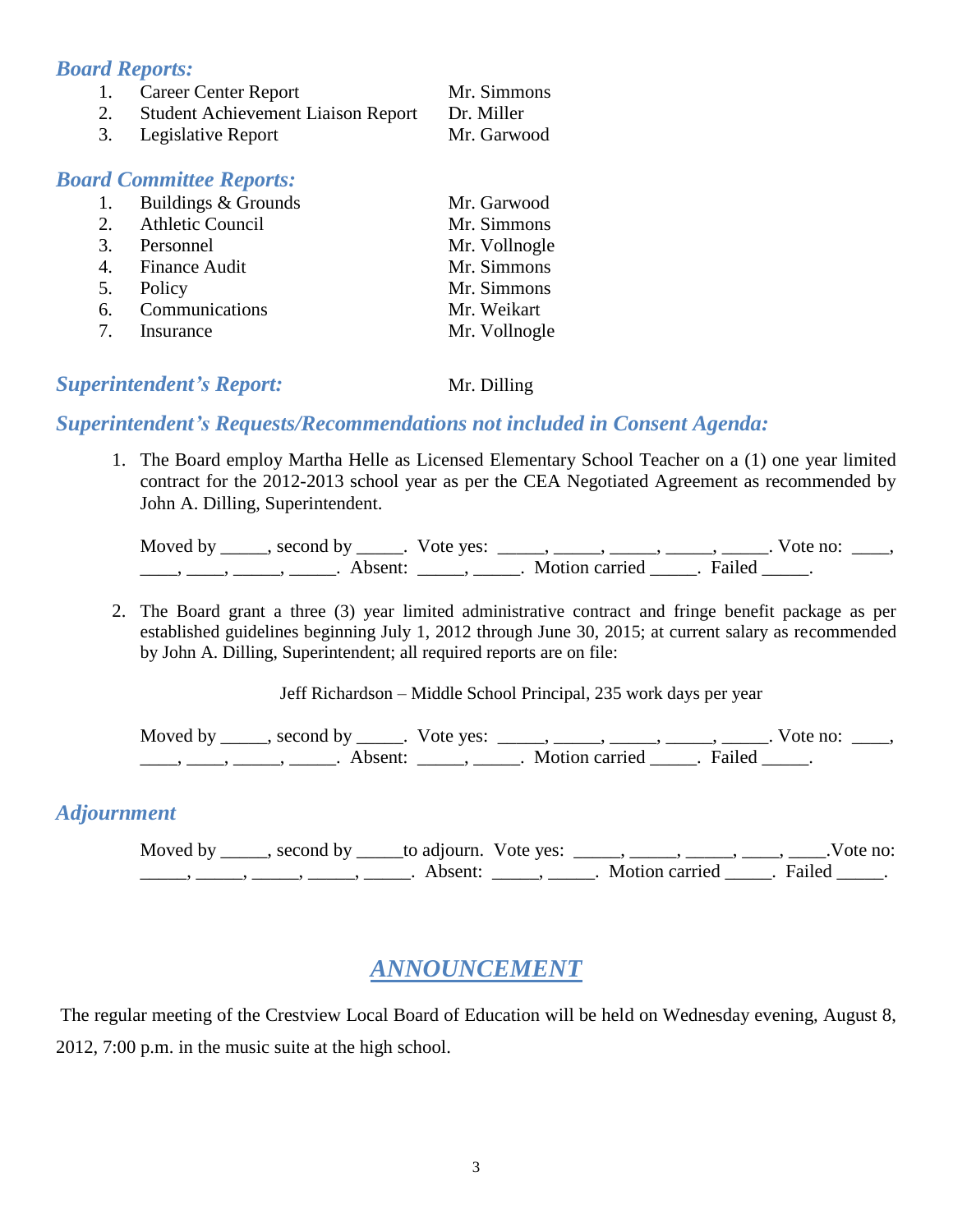## *Board Reports:*

1. Career Center Report — Mr. Simmons
2. Student Achievement Liaison Report — Dr. Miller
3. Legislative Report — Mr. Garwood

## *Board Committee Reports:*

1. Buildings & Grounds — Mr. Garwood
2. Athletic Council — Mr. Simmons
3. Personnel — Mr. Vollnogle
4. Finance Audit — Mr. Simmons
5. Policy — Mr. Simmons
6. Communications — Mr. Weikart
7. Insurance — Mr. Vollnogle

## *Superintendent's Report:* Mr. Dilling

## *Superintendent's Requests/Recommendations not included in Consent Agenda:*

1. The Board employ Martha Helle as Licensed Elementary School Teacher on a (1) one year limited contract for the 2012-2013 school year as per the CEA Negotiated Agreement as recommended by John A. Dilling, Superintendent.

   Moved by _____, second by _____. Vote yes: _____, _____, _____, _____, _____. Vote no: ____, ____, ____, _____, _____. Absent: _____, _____. Motion carried _____. Failed _____.

2. The Board grant a three (3) year limited administrative contract and fringe benefit package as per established guidelines beginning July 1, 2012 through June 30, 2015; at current salary as recommended by John A. Dilling, Superintendent; all required reports are on file:

   Jeff Richardson – Middle School Principal, 235 work days per year

   Moved by _____, second by _____. Vote yes: _____, _____, _____, _____, _____. Vote no: ____, ____, ____, _____, _____. Absent: _____, _____. Motion carried _____. Failed _____.

## *Adjournment*

Moved by _____, second by _____to adjourn. Vote yes: _____, _____, _____, ____, ____.Vote no: _____, _____, _____, _____, _____. Absent: _____, _____. Motion carried _____. Failed _____.

## *ANNOUNCEMENT*

The regular meeting of the Crestview Local Board of Education will be held on Wednesday evening, August 8, 2012, 7:00 p.m. in the music suite at the high school.